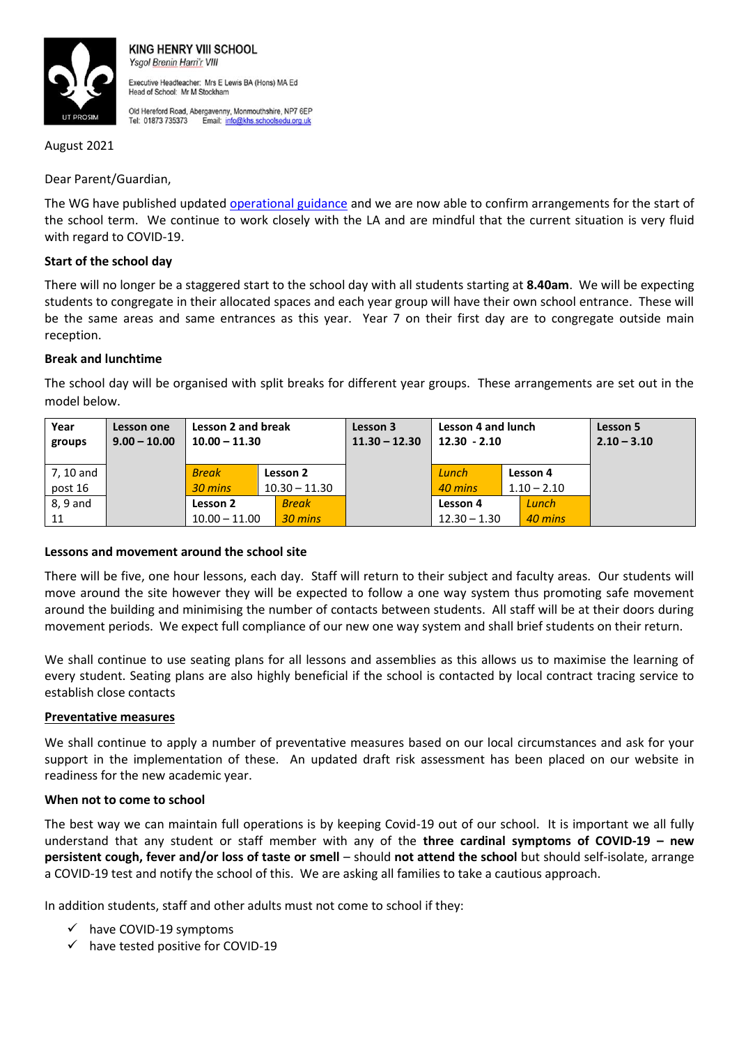**KING HENRY VIII SCHOOL**
*Ysgol Brenin Harri'r VIII*

Executive Headteacher: Mrs E Lewis BA (Hons) MA Ed
Head of School: Mr M Stockham

Old Hereford Road, Abergavenny, Monmouthshire, NP7 6EP
Tel: 01873 735373 Email: info@khs.schoolsedu.org.uk

UT PROSIM

August 2021

Dear Parent/Guardian,

The WG have published updated operational guidance and we are now able to confirm arrangements for the start of the school term. We continue to work closely with the LA and are mindful that the current situation is very fluid with regard to COVID-19.

**Start of the school day**

There will no longer be a staggered start to the school day with all students starting at **8.40am**. We will be expecting students to congregate in their allocated spaces and each year group will have their own school entrance. These will be the same areas and same entrances as this year. Year 7 on their first day are to congregate outside main reception.

**Break and lunchtime**

The school day will be organised with split breaks for different year groups. These arrangements are set out in the model below.

| **Year groups** | **Lesson one 9.00 – 10.00** | **Lesson 2 and break 10.00 – 11.30** | | **Lesson 3 11.30 – 12.30** | **Lesson 4 and lunch 12.30 - 2.10** | | **Lesson 5 2.10 – 3.10** |
|---|---|---|---|---|---|---|---|
| 7, 10 and post 16 | | *Break 30 mins* | **Lesson 2** 10.30 – 11.30 | | *Lunch 40 mins* | **Lesson 4** 1.10 – 2.10 | |
| 8, 9 and 11 | | **Lesson 2** 10.00 – 11.00 | *Break 30 mins* | | **Lesson 4** 12.30 – 1.30 | *Lunch 40 mins* | |

**Lessons and movement around the school site**

There will be five, one hour lessons, each day. Staff will return to their subject and faculty areas. Our students will move around the site however they will be expected to follow a one way system thus promoting safe movement around the building and minimising the number of contacts between students. All staff will be at their doors during movement periods. We expect full compliance of our new one way system and shall brief students on their return.

We shall continue to use seating plans for all lessons and assemblies as this allows us to maximise the learning of every student. Seating plans are also highly beneficial if the school is contacted by local contract tracing service to establish close contacts

**Preventative measures**

We shall continue to apply a number of preventative measures based on our local circumstances and ask for your support in the implementation of these. An updated draft risk assessment has been placed on our website in readiness for the new academic year.

**When not to come to school**

The best way we can maintain full operations is by keeping Covid-19 out of our school. It is important we all fully understand that any student or staff member with any of the **three cardinal symptoms of COVID-19 – new persistent cough, fever and/or loss of taste or smell** – should **not attend the school** but should self-isolate, arrange a COVID-19 test and notify the school of this. We are asking all families to take a cautious approach.

In addition students, staff and other adults must not come to school if they:

- ✓ have COVID-19 symptoms
- ✓ have tested positive for COVID-19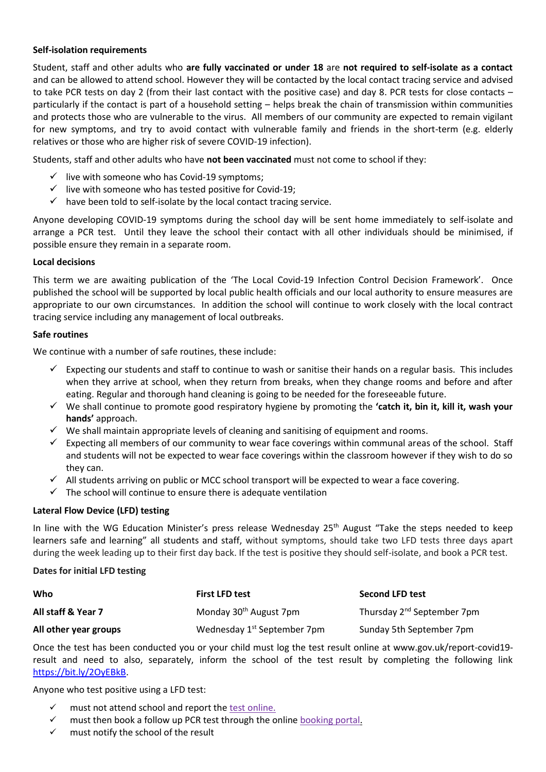**Self-isolation requirements**

Student, staff and other adults who **are fully vaccinated or under 18** are **not required to self-isolate as a contact** and can be allowed to attend school. However they will be contacted by the local contact tracing service and advised to take PCR tests on day 2 (from their last contact with the positive case) and day 8. PCR tests for close contacts – particularly if the contact is part of a household setting – helps break the chain of transmission within communities and protects those who are vulnerable to the virus. All members of our community are expected to remain vigilant for new symptoms, and try to avoid contact with vulnerable family and friends in the short-term (e.g. elderly relatives or those who are higher risk of severe COVID-19 infection).

Students, staff and other adults who have **not been vaccinated** must not come to school if they:

- ✓ live with someone who has Covid-19 symptoms;
- ✓ live with someone who has tested positive for Covid-19;
- ✓ have been told to self-isolate by the local contact tracing service.

Anyone developing COVID-19 symptoms during the school day will be sent home immediately to self-isolate and arrange a PCR test. Until they leave the school their contact with all other individuals should be minimised, if possible ensure they remain in a separate room.

**Local decisions**

This term we are awaiting publication of the 'The Local Covid-19 Infection Control Decision Framework'. Once published the school will be supported by local public health officials and our local authority to ensure measures are appropriate to our own circumstances. In addition the school will continue to work closely with the local contract tracing service including any management of local outbreaks.

**Safe routines**

We continue with a number of safe routines, these include:

- ✓ Expecting our students and staff to continue to wash or sanitise their hands on a regular basis. This includes when they arrive at school, when they return from breaks, when they change rooms and before and after eating. Regular and thorough hand cleaning is going to be needed for the foreseeable future.
- ✓ We shall continue to promote good respiratory hygiene by promoting the **'catch it, bin it, kill it, wash your hands'** approach.
- ✓ We shall maintain appropriate levels of cleaning and sanitising of equipment and rooms.
- ✓ Expecting all members of our community to wear face coverings within communal areas of the school. Staff and students will not be expected to wear face coverings within the classroom however if they wish to do so they can.
- ✓ All students arriving on public or MCC school transport will be expected to wear a face covering.
- ✓ The school will continue to ensure there is adequate ventilation

**Lateral Flow Device (LFD) testing**

In line with the WG Education Minister's press release Wednesday 25th August "Take the steps needed to keep learners safe and learning" all students and staff, without symptoms, should take two LFD tests three days apart during the week leading up to their first day back. If the test is positive they should self-isolate, and book a PCR test.

**Dates for initial LFD testing**

| Who | First LFD test | Second LFD test |
|---|---|---|
| **All staff & Year 7** | Monday 30th August 7pm | Thursday 2nd September 7pm |
| **All other year groups** | Wednesday 1st September 7pm | Sunday 5th September 7pm |

Once the test has been conducted you or your child must log the test result online at www.gov.uk/report-covid19-result and need to also, separately, inform the school of the test result by completing the following link https://bit.ly/2OyEBkB.

Anyone who test positive using a LFD test:

- ✓ must not attend school and report the test online.
- ✓ must then book a follow up PCR test through the online booking portal.
- ✓ must notify the school of the result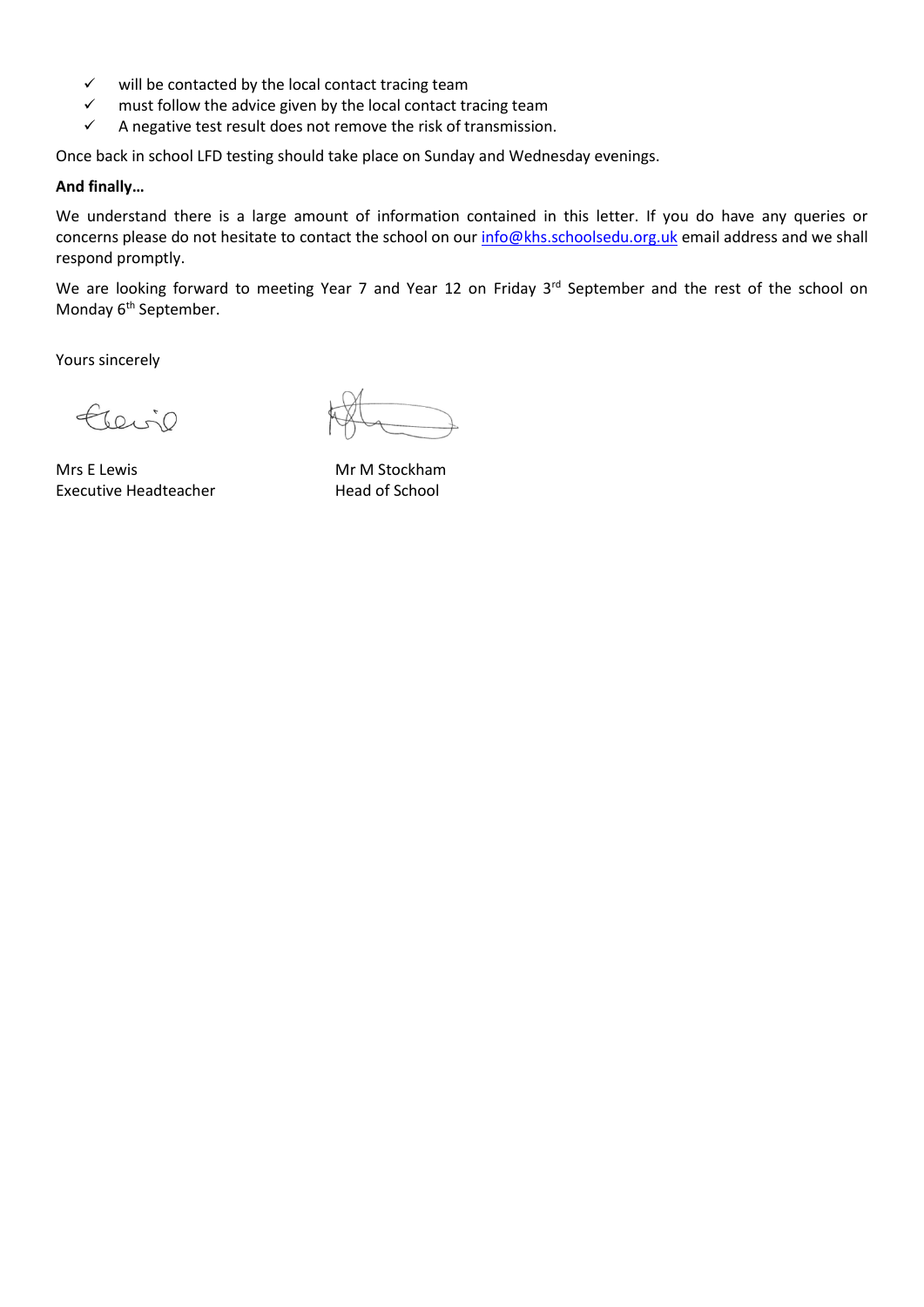- ✓ will be contacted by the local contact tracing team
- ✓ must follow the advice given by the local contact tracing team
- ✓ A negative test result does not remove the risk of transmission.

Once back in school LFD testing should take place on Sunday and Wednesday evenings.

**And finally…**

We understand there is a large amount of information contained in this letter. If you do have any queries or concerns please do not hesitate to contact the school on our info@khs.schoolsedu.org.uk email address and we shall respond promptly.

We are looking forward to meeting Year 7 and Year 12 on Friday 3rd September and the rest of the school on Monday 6th September.

Yours sincerely

Mrs E Lewis
Executive Headteacher

Mr M Stockham
Head of School